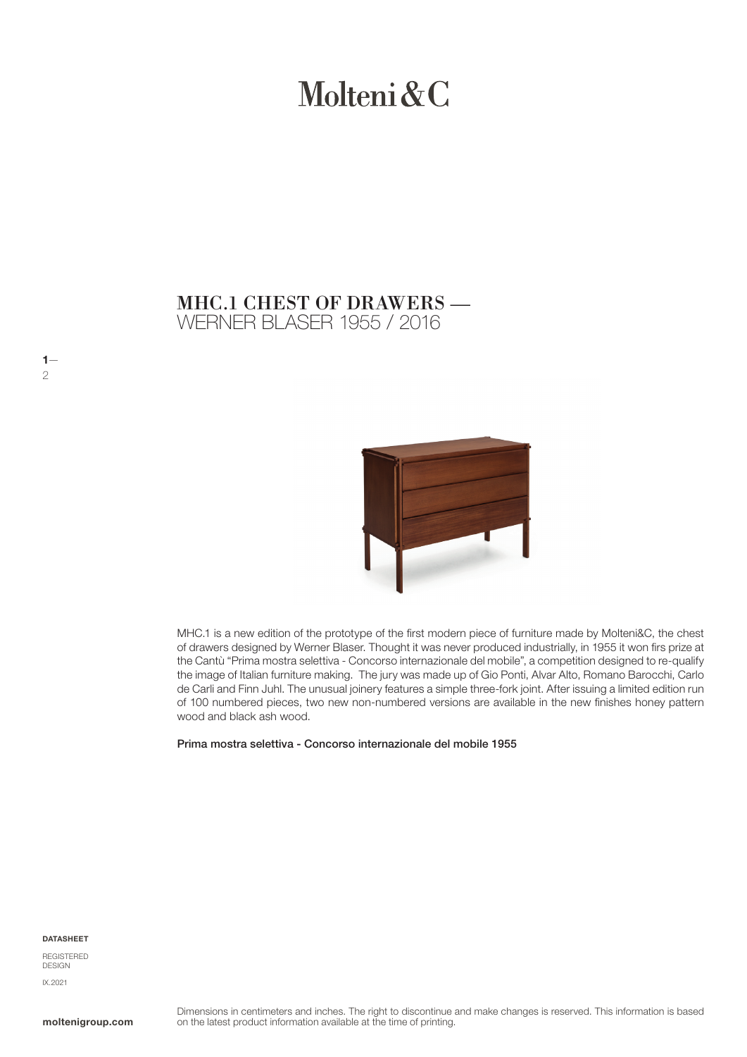# Molteni&C

## MHC.1 CHEST OF DRAWERS —
WERNER BLASER 1955 / 2016

MHC.1 is a new edition of the prototype of the first modern piece of furniture made by Molteni&C, the chest of drawers designed by Werner Blaser. Thought it was never produced industrially, in 1955 it won firs prize at the Cantù "Prima mostra selettiva - Concorso internazionale del mobile", a competition designed to re-qualify the image of Italian furniture making. The jury was made up of Gio Ponti, Alvar Alto, Romano Barocchi, Carlo de Carli and Finn Juhl. The unusual joinery features a simple three-fork joint. After issuing a limited edition run of 100 numbered pieces, two new non-numbered versions are available in the new finishes honey pattern wood and black ash wood.

Prima mostra selettiva - Concorso internazionale del mobile 1955

**DATASHEET**

REGISTERED DESIGN

IX.2021

**moltenigroup.com**

Dimensions in centimeters and inches. The right to discontinue and make changes is reserved. This information is based on the latest product information available at the time of printing.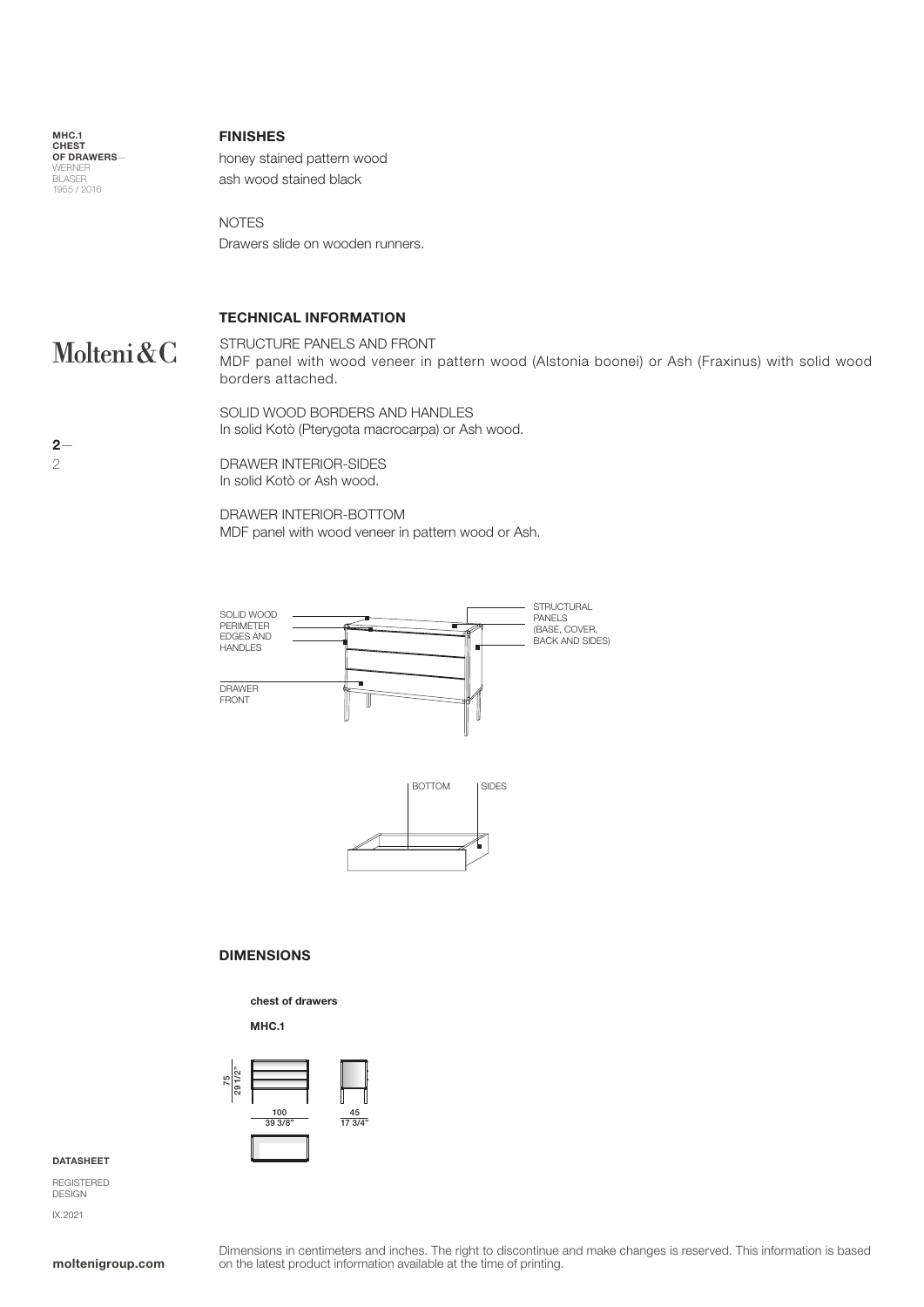MHC.1 CHEST OF DRAWERS— WERNER BLASER 1955 / 2016

## FINISHES

honey stained pattern wood
ash wood stained black

NOTES

Drawers slide on wooden runners.

## TECHNICAL INFORMATION

Molteni&C

STRUCTURE PANELS AND FRONT
MDF panel with wood veneer in pattern wood (Alstonia boonei) or Ash (Fraxinus) with solid wood borders attached.

SOLID WOOD BORDERS AND HANDLES
In solid Kotò (Pterygota macrocarpa) or Ash wood.

DRAWER INTERIOR-SIDES
In solid Kotò or Ash wood.

DRAWER INTERIOR-BOTTOM
MDF panel with wood veneer in pattern wood or Ash.

SOLID WOOD PERIMETER EDGES AND HANDLES

DRAWER FRONT

STRUCTURAL PANELS (BASE, COVER, BACK AND SIDES)

BOTTOM

SIDES

## DIMENSIONS

**chest of drawers**

**MHC.1**

75
29 1/2"

100
39 3/8"

45
17 3/4"

**DATASHEET**

REGISTERED DESIGN

IX.2021

Dimensions in centimeters and inches. The right to discontinue and make changes is reserved. This information is based on the latest product information available at the time of printing.

**moltenigroup.com**